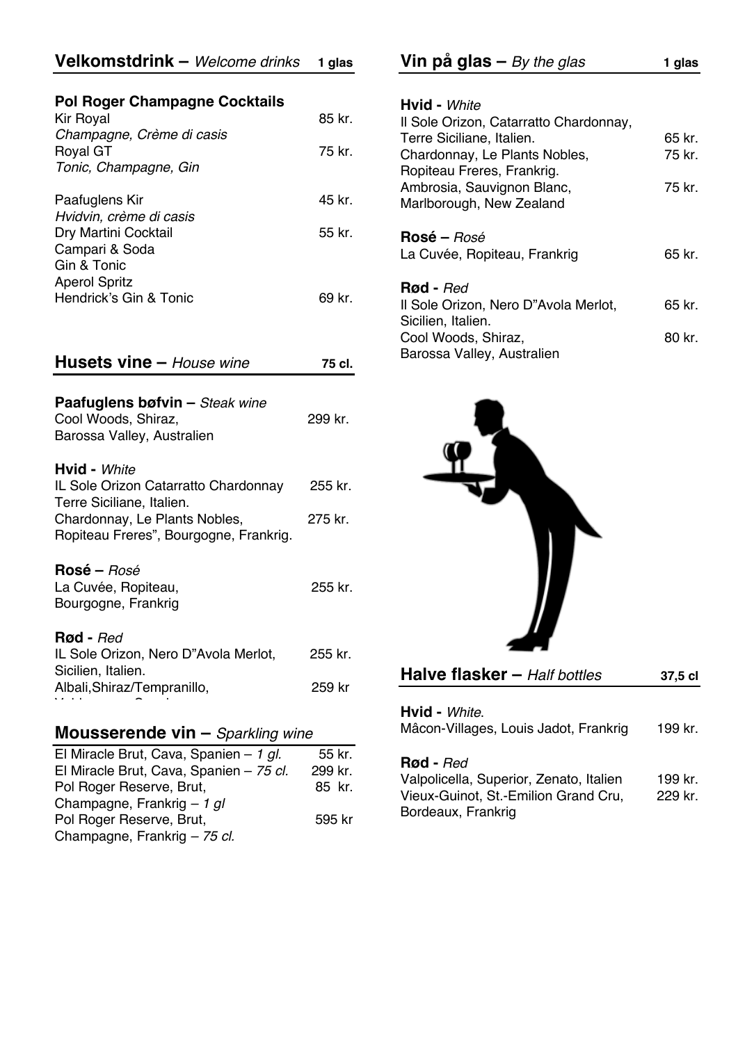## Velkomstdrink – *Welcome drinks* — 1 glas

### Pol Roger Champagne Cocktails

| | |
|---|---|
| Kir Royal<br>*Champagne, Crème di casis* | 85 kr. |
| Royal GT<br>*Tonic, Champagne, Gin* | 75 kr. |

| | |
|---|---|
| Paafuglens Kir<br>*Hvidvin, crème di casis* | 45 kr. |
| Dry Martini Cocktail | 55 kr. |
| Campari & Soda | |
| Gin & Tonic | |
| Aperol Spritz | |
| Hendrick's Gin & Tonic | 69 kr. |

## Husets vine – *House wine* — 75 cl.

**Paafuglens bøfvin –** *Steak wine*

| | |
|---|---|
| Cool Woods, Shiraz,<br>Barossa Valley, Australien | 299 kr. |

**Hvid -** *White*

| | |
|---|---|
| IL Sole Orizon Catarratto Chardonnay<br>Terre Siciliane, Italien. | 255 kr. |
| Chardonnay, Le Plants Nobles,<br>Ropiteau Freres", Bourgogne, Frankrig. | 275 kr. |

**Rosé –** *Rosé*

| | |
|---|---|
| La Cuvée, Ropiteau,<br>Bourgogne, Frankrig | 255 kr. |

**Rød -** *Red*

| | |
|---|---|
| IL Sole Orizon, Nero D"Avola Merlot,<br>Sicilien, Italien. | 255 kr. |
| Albali,Shiraz/Tempranillo, | 259 kr |

## Mousserende vin – *Sparkling wine*

| | |
|---|---|
| El Miracle Brut, Cava, Spanien – *1 gl.* | 55 kr. |
| El Miracle Brut, Cava, Spanien – *75 cl.* | 299 kr. |
| Pol Roger Reserve, Brut,<br>Champagne, Frankrig – *1 gl* | 85 kr. |
| Pol Roger Reserve, Brut,<br>Champagne, Frankrig – *75 cl.* | 595 kr |

## Vin på glas – *By the glas* — 1 glas

**Hvid -** *White*

| | |
|---|---|
| Il Sole Orizon, Catarratto Chardonnay,<br>Terre Siciliane, Italien. | 65 kr. |
| Chardonnay, Le Plants Nobles,<br>Ropiteau Freres, Frankrig. | 75 kr. |
| Ambrosia, Sauvignon Blanc,<br>Marlborough, New Zealand | 75 kr. |

**Rosé –** *Rosé*

| | |
|---|---|
| La Cuvée, Ropiteau, Frankrig | 65 kr. |

**Rød -** *Red*

| | |
|---|---|
| Il Sole Orizon, Nero D"Avola Merlot,<br>Sicilien, Italien. | 65 kr. |
| Cool Woods, Shiraz,<br>Barossa Valley, Australien | 80 kr. |

## Halve flasker – *Half bottles* — 37,5 cl

**Hvid -** *White*.

| | |
|---|---|
| Mâcon-Villages, Louis Jadot, Frankrig | 199 kr. |

**Rød -** *Red*

| | |
|---|---|
| Valpolicella, Superior, Zenato, Italien | 199 kr. |
| Vieux-Guinot, St.-Emilion Grand Cru,<br>Bordeaux, Frankrig | 229 kr. |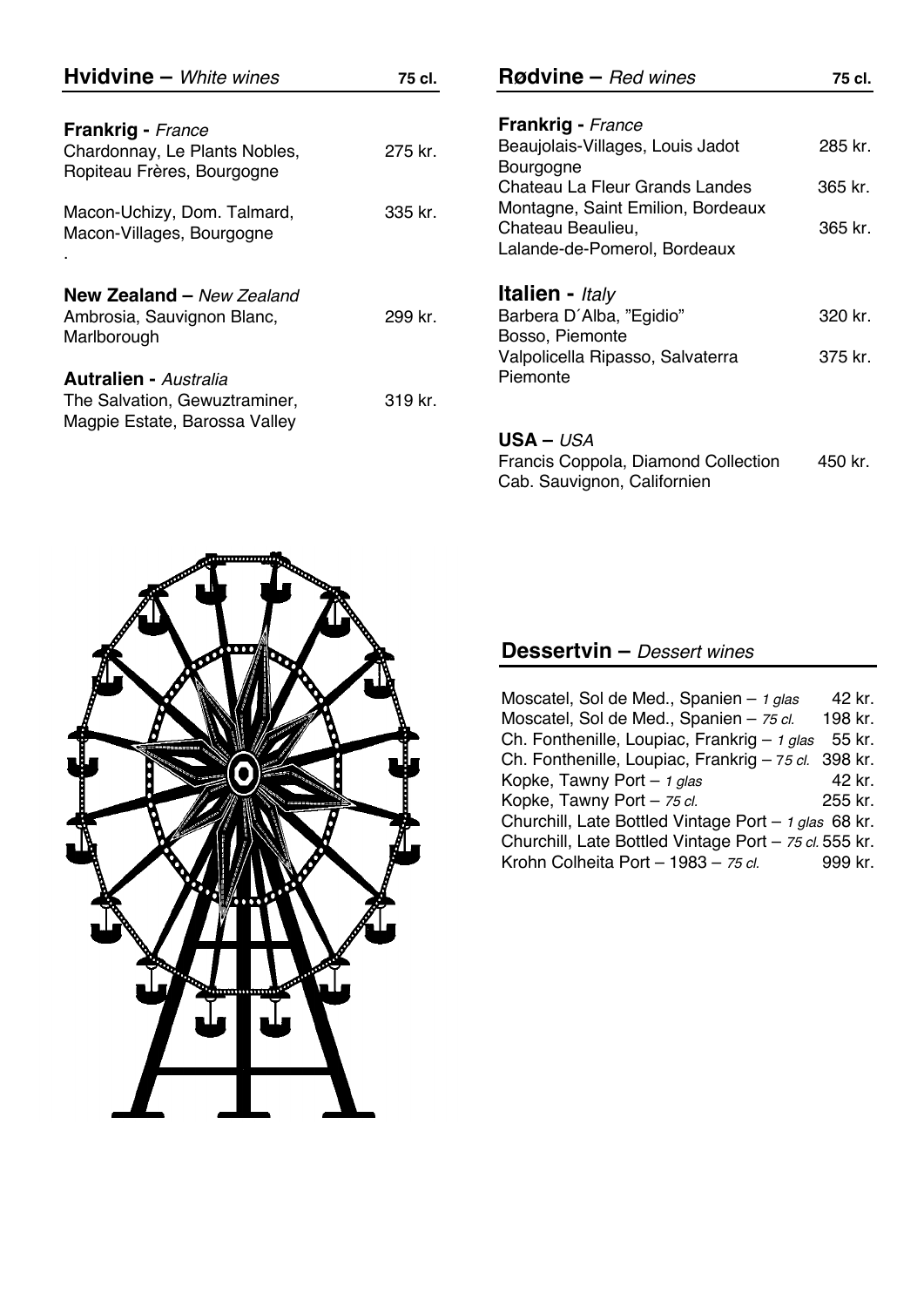## Hvidvine – *White wines* — 75 cl.

**Frankrig -** *France*

| Wine | Price |
|---|---|
| Chardonnay, Le Plants Nobles, Ropiteau Frères, Bourgogne | 275 kr. |
| Macon-Uchizy, Dom. Talmard, Macon-Villages, Bourgogne | 335 kr. |

.

**New Zealand –** *New Zealand*

| Wine | Price |
|---|---|
| Ambrosia, Sauvignon Blanc, Marlborough | 299 kr. |

**Autralien -** *Australia*

| Wine | Price |
|---|---|
| The Salvation, Gewuztraminer, Magpie Estate, Barossa Valley | 319 kr. |

## Rødvine – *Red wines* — 75 cl.

**Frankrig -** *France*

| Wine | Price |
|---|---|
| Beaujolais-Villages, Louis Jadot Bourgogne | 285 kr. |
| Chateau La Fleur Grands Landes Montagne, Saint Emilion, Bordeaux | 365 kr. |
| Chateau Beaulieu, Lalande-de-Pomerol, Bordeaux | 365 kr. |

**Italien -** *Italy*

| Wine | Price |
|---|---|
| Barbera D´Alba, "Egidio" Bosso, Piemonte | 320 kr. |
| Valpolicella Ripasso, Salvaterra Piemonte | 375 kr. |

**USA –** *USA*

| Wine | Price |
|---|---|
| Francis Coppola, Diamond Collection Cab. Sauvignon, Californien | 450 kr. |

## Dessertvin – *Dessert wines*

| Wine | Price |
|---|---|
| Moscatel, Sol de Med., Spanien – *1 glas* | 42 kr. |
| Moscatel, Sol de Med., Spanien – *75 cl.* | 198 kr. |
| Ch. Fonthenille, Loupiac, Frankrig – *1 glas* | 55 kr. |
| Ch. Fonthenille, Loupiac, Frankrig – *75 cl.* | 398 kr. |
| Kopke, Tawny Port – *1 glas* | 42 kr. |
| Kopke, Tawny Port – *75 cl.* | 255 kr. |
| Churchill, Late Bottled Vintage Port – *1 glas* | 68 kr. |
| Churchill, Late Bottled Vintage Port – *75 cl.* | 555 kr. |
| Krohn Colheita Port – 1983 – *75 cl.* | 999 kr. |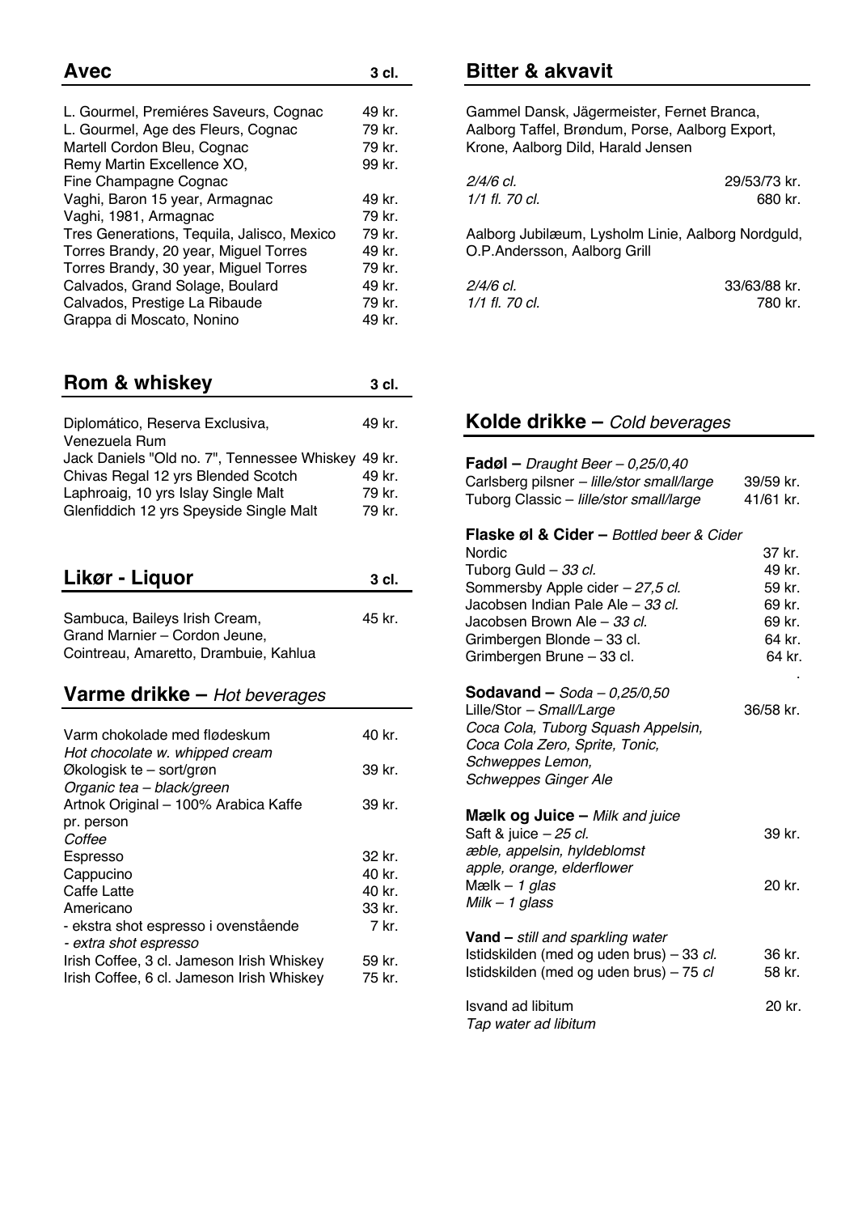## Avec

| | 3 cl. |
|---|---|
| L. Gourmel, Premiéres Saveurs, Cognac | 49 kr. |
| L. Gourmel, Age des Fleurs, Cognac | 79 kr. |
| Martell Cordon Bleu, Cognac | 79 kr. |
| Remy Martin Excellence XO, Fine Champagne Cognac | 99 kr. |
| Vaghi, Baron 15 year, Armagnac | 49 kr. |
| Vaghi, 1981, Armagnac | 79 kr. |
| Tres Generations, Tequila, Jalisco, Mexico | 79 kr. |
| Torres Brandy, 20 year, Miguel Torres | 49 kr. |
| Torres Brandy, 30 year, Miguel Torres | 79 kr. |
| Calvados, Grand Solage, Boulard | 49 kr. |
| Calvados, Prestige La Ribaude | 79 kr. |
| Grappa di Moscato, Nonino | 49 kr. |

## Rom & whiskey

| | 3 cl. |
|---|---|
| Diplomático, Reserva Exclusiva, Venezuela Rum | 49 kr. |
| Jack Daniels "Old no. 7", Tennessee Whiskey | 49 kr. |
| Chivas Regal 12 yrs Blended Scotch | 49 kr. |
| Laphroaig, 10 yrs Islay Single Malt | 79 kr. |
| Glenfiddich 12 yrs Speyside Single Malt | 79 kr. |

## Likør - Liquor

| | 3 cl. |
|---|---|
| Sambuca, Baileys Irish Cream, Grand Marnier – Cordon Jeune, Cointreau, Amaretto, Drambuie, Kahlua | 45 kr. |

## Varme drikke – *Hot beverages*

| | |
|---|---|
| Varm chokolade med flødeskum<br>*Hot chocolate w. whipped cream* | 40 kr. |
| Økologisk te – sort/grøn<br>*Organic tea – black/green* | 39 kr. |
| Artnok Original – 100% Arabica Kaffe pr. person<br>*Coffee* | 39 kr. |
| Espresso | 32 kr. |
| Cappucino | 40 kr. |
| Caffe Latte | 40 kr. |
| Americano | 33 kr. |
| - ekstra shot espresso i ovenstående<br>*- extra shot espresso* | 7 kr. |
| Irish Coffee, 3 cl. Jameson Irish Whiskey | 59 kr. |
| Irish Coffee, 6 cl. Jameson Irish Whiskey | 75 kr. |

## Bitter & akvavit

Gammel Dansk, Jägermeister, Fernet Branca, Aalborg Taffel, Brøndum, Porse, Aalborg Export, Krone, Aalborg Dild, Harald Jensen

| | |
|---|---|
| *2/4/6 cl.* | 29/53/73 kr. |
| *1/1 fl. 70 cl.* | 680 kr. |

Aalborg Jubilæum, Lysholm Linie, Aalborg Nordguld, O.P.Andersson, Aalborg Grill

| | |
|---|---|
| *2/4/6 cl.* | 33/63/88 kr. |
| *1/1 fl. 70 cl.* | 780 kr. |

## Kolde drikke – *Cold beverages*

**Fadøl –** *Draught Beer – 0,25/0,40*

| | |
|---|---|
| Carlsberg pilsner – *lille/stor small/large* | 39/59 kr. |
| Tuborg Classic – *lille/stor small/large* | 41/61 kr. |

**Flaske øl & Cider –** *Bottled beer & Cider*

| | |
|---|---|
| Nordic | 37 kr. |
| Tuborg Guld – *33 cl.* | 49 kr. |
| Sommersby Apple cider – *27,5 cl.* | 59 kr. |
| Jacobsen Indian Pale Ale – *33 cl.* | 69 kr. |
| Jacobsen Brown Ale – *33 cl.* | 69 kr. |
| Grimbergen Blonde – 33 cl. | 64 kr. |
| Grimbergen Brune – 33 cl. | 64 kr. |

**Sodavand –** *Soda – 0,25/0,50*

| | |
|---|---|
| Lille/Stor – *Small/Large*<br>*Coca Cola, Tuborg Squash Appelsin, Coca Cola Zero, Sprite, Tonic, Schweppes Lemon, Schweppes Ginger Ale* | 36/58 kr. |

**Mælk og Juice –** *Milk and juice*

| | |
|---|---|
| Saft & juice – *25 cl.*<br>*æble, appelsin, hyldeblomst*<br>*apple, orange, elderflower* | 39 kr. |
| Mælk – *1 glas*<br>*Milk – 1 glass* | 20 kr. |

**Vand –** *still and sparkling water*

| | |
|---|---|
| Istidskilden (med og uden brus) – 33 *cl.* | 36 kr. |
| Istidskilden (med og uden brus) – 75 *cl* | 58 kr. |
| Isvand ad libitum<br>*Tap water ad libitum* | 20 kr. |